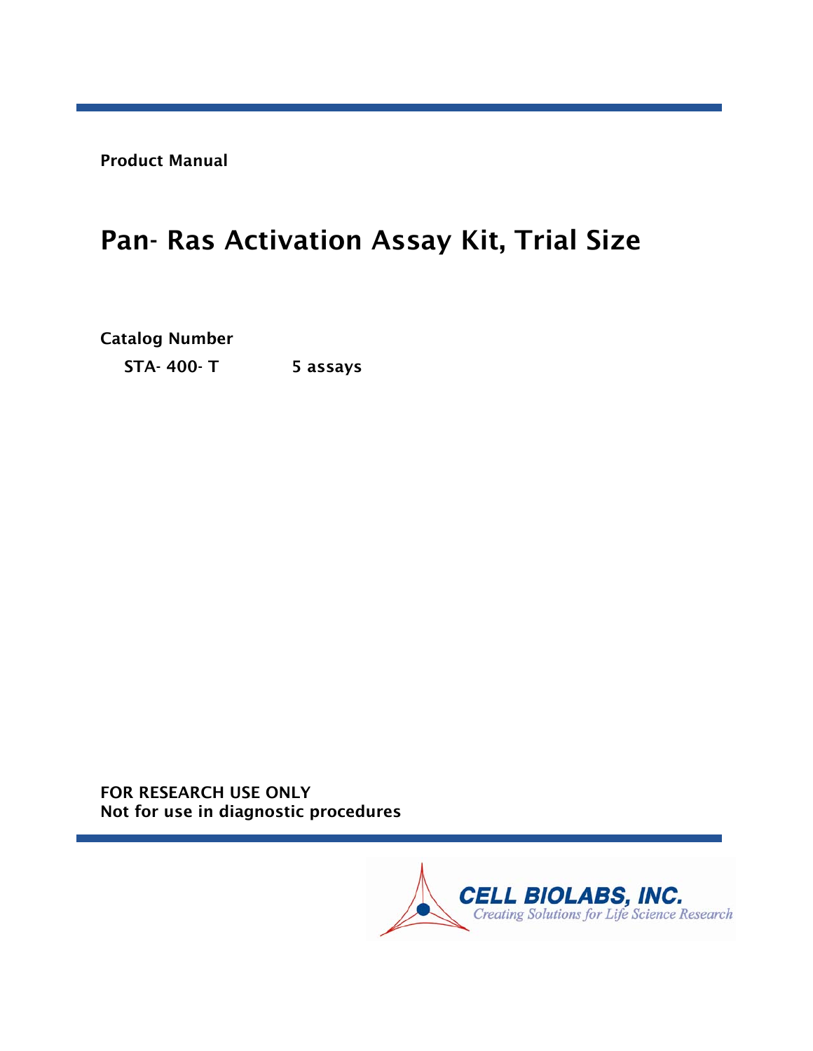**Product Manual**

# Pan- Ras Activation Assay Kit, Trial Size

**Catalog Number**

**STA- 400- T** **5 assays**

**FOR RESEARCH USE ONLY**
**Not for use in diagnostic procedures**

CELL BIOLABS, INC.
*Creating Solutions for Life Science Research*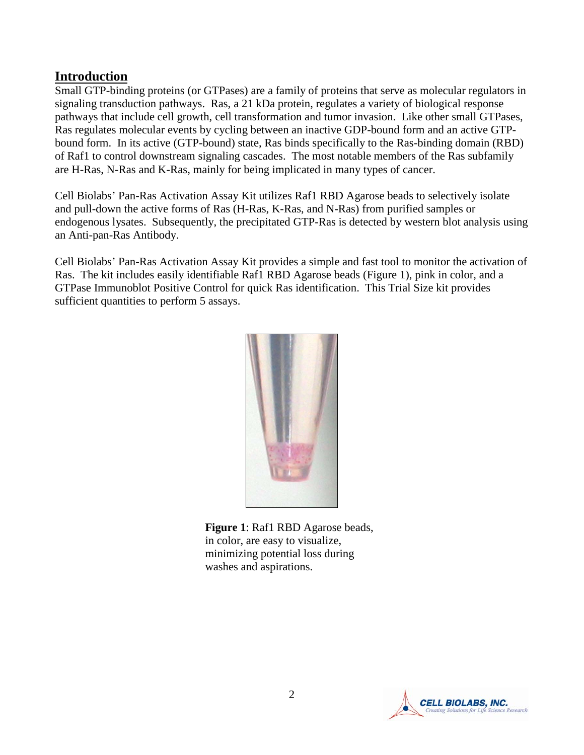## Introduction

Small GTP-binding proteins (or GTPases) are a family of proteins that serve as molecular regulators in signaling transduction pathways. Ras, a 21 kDa protein, regulates a variety of biological response pathways that include cell growth, cell transformation and tumor invasion. Like other small GTPases, Ras regulates molecular events by cycling between an inactive GDP-bound form and an active GTP-bound form. In its active (GTP-bound) state, Ras binds specifically to the Ras-binding domain (RBD) of Raf1 to control downstream signaling cascades. The most notable members of the Ras subfamily are H-Ras, N-Ras and K-Ras, mainly for being implicated in many types of cancer.

Cell Biolabs' Pan-Ras Activation Assay Kit utilizes Raf1 RBD Agarose beads to selectively isolate and pull-down the active forms of Ras (H-Ras, K-Ras, and N-Ras) from purified samples or endogenous lysates. Subsequently, the precipitated GTP-Ras is detected by western blot analysis using an Anti-pan-Ras Antibody.

Cell Biolabs' Pan-Ras Activation Assay Kit provides a simple and fast tool to monitor the activation of Ras. The kit includes easily identifiable Raf1 RBD Agarose beads (Figure 1), pink in color, and a GTPase Immunoblot Positive Control for quick Ras identification. This Trial Size kit provides sufficient quantities to perform 5 assays.

**Figure 1**: Raf1 RBD Agarose beads, in color, are easy to visualize, minimizing potential loss during washes and aspirations.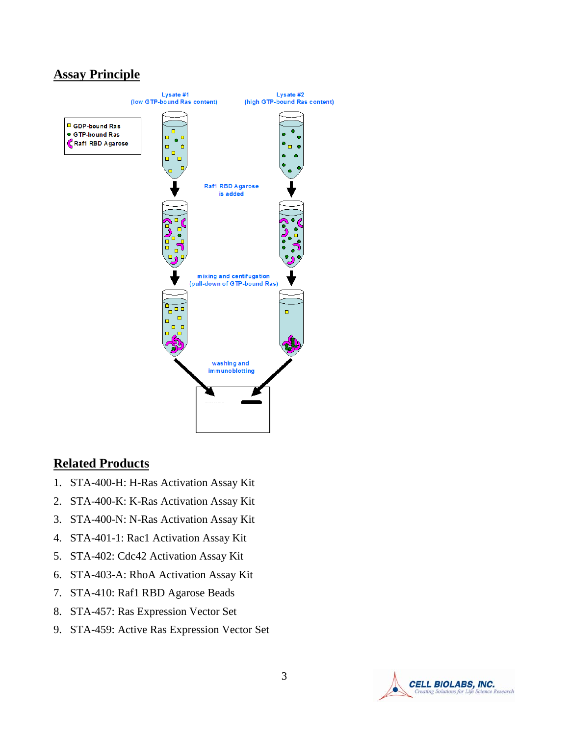## Assay Principle

## Related Products

1. STA-400-H: H-Ras Activation Assay Kit
2. STA-400-K: K-Ras Activation Assay Kit
3. STA-400-N: N-Ras Activation Assay Kit
4. STA-401-1: Rac1 Activation Assay Kit
5. STA-402: Cdc42 Activation Assay Kit
6. STA-403-A: RhoA Activation Assay Kit
7. STA-410: Raf1 RBD Agarose Beads
8. STA-457: Ras Expression Vector Set
9. STA-459: Active Ras Expression Vector Set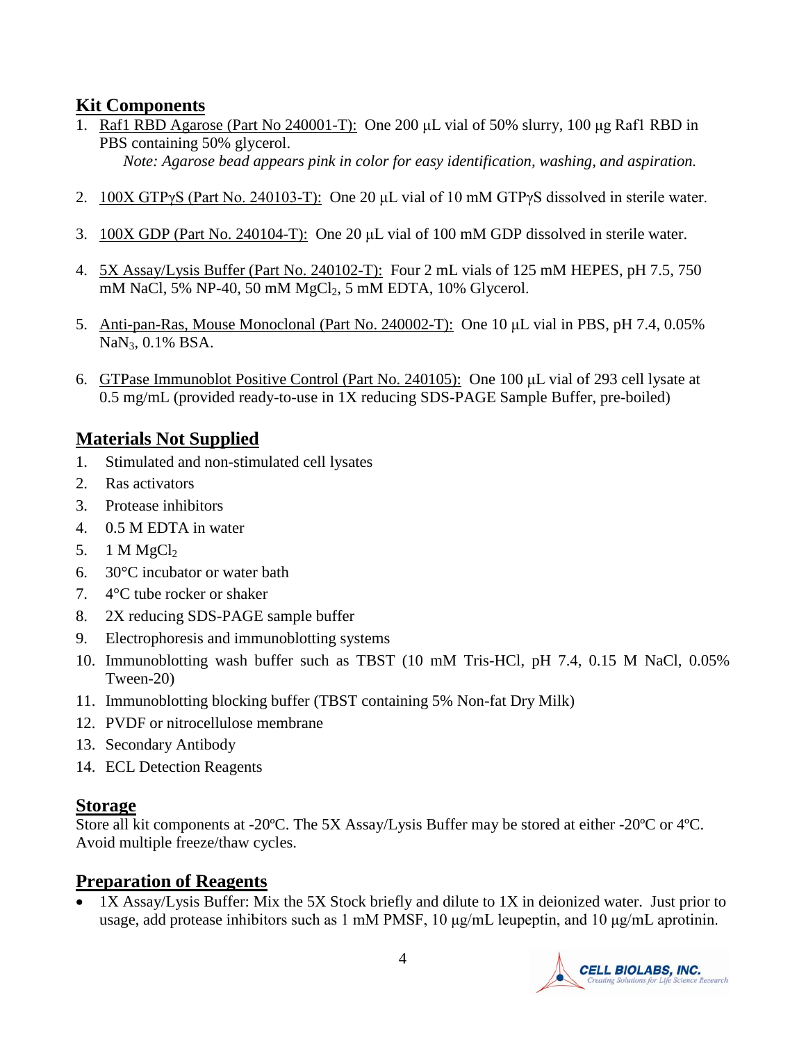## Kit Components

1. Raf1 RBD Agarose (Part No 240001-T): One 200 µL vial of 50% slurry, 100 µg Raf1 RBD in PBS containing 50% glycerol.
   *Note: Agarose bead appears pink in color for easy identification, washing, and aspiration.*

2. 100X GTPγS (Part No. 240103-T): One 20 µL vial of 10 mM GTPγS dissolved in sterile water.

3. 100X GDP (Part No. 240104-T): One 20 µL vial of 100 mM GDP dissolved in sterile water.

4. 5X Assay/Lysis Buffer (Part No. 240102-T): Four 2 mL vials of 125 mM HEPES, pH 7.5, 750 mM NaCl, 5% NP-40, 50 mM $MgCl_2$, 5 mM EDTA, 10% Glycerol.

5. Anti-pan-Ras, Mouse Monoclonal (Part No. 240002-T): One 10 µL vial in PBS, pH 7.4, 0.05% $NaN_3$, 0.1% BSA.

6. GTPase Immunoblot Positive Control (Part No. 240105): One 100 µL vial of 293 cell lysate at 0.5 mg/mL (provided ready-to-use in 1X reducing SDS-PAGE Sample Buffer, pre-boiled)

## Materials Not Supplied

1. Stimulated and non-stimulated cell lysates
2. Ras activators
3. Protease inhibitors
4. 0.5 M EDTA in water
5. 1 M $MgCl_2$
6. 30°C incubator or water bath
7. 4°C tube rocker or shaker
8. 2X reducing SDS-PAGE sample buffer
9. Electrophoresis and immunoblotting systems
10. Immunoblotting wash buffer such as TBST (10 mM Tris-HCl, pH 7.4, 0.15 M NaCl, 0.05% Tween-20)
11. Immunoblotting blocking buffer (TBST containing 5% Non-fat Dry Milk)
12. PVDF or nitrocellulose membrane
13. Secondary Antibody
14. ECL Detection Reagents

## Storage

Store all kit components at -20ºC. The 5X Assay/Lysis Buffer may be stored at either -20ºC or 4ºC. Avoid multiple freeze/thaw cycles.

## Preparation of Reagents

- 1X Assay/Lysis Buffer: Mix the 5X Stock briefly and dilute to 1X in deionized water. Just prior to usage, add protease inhibitors such as 1 mM PMSF, 10 µg/mL leupeptin, and 10 µg/mL aprotinin.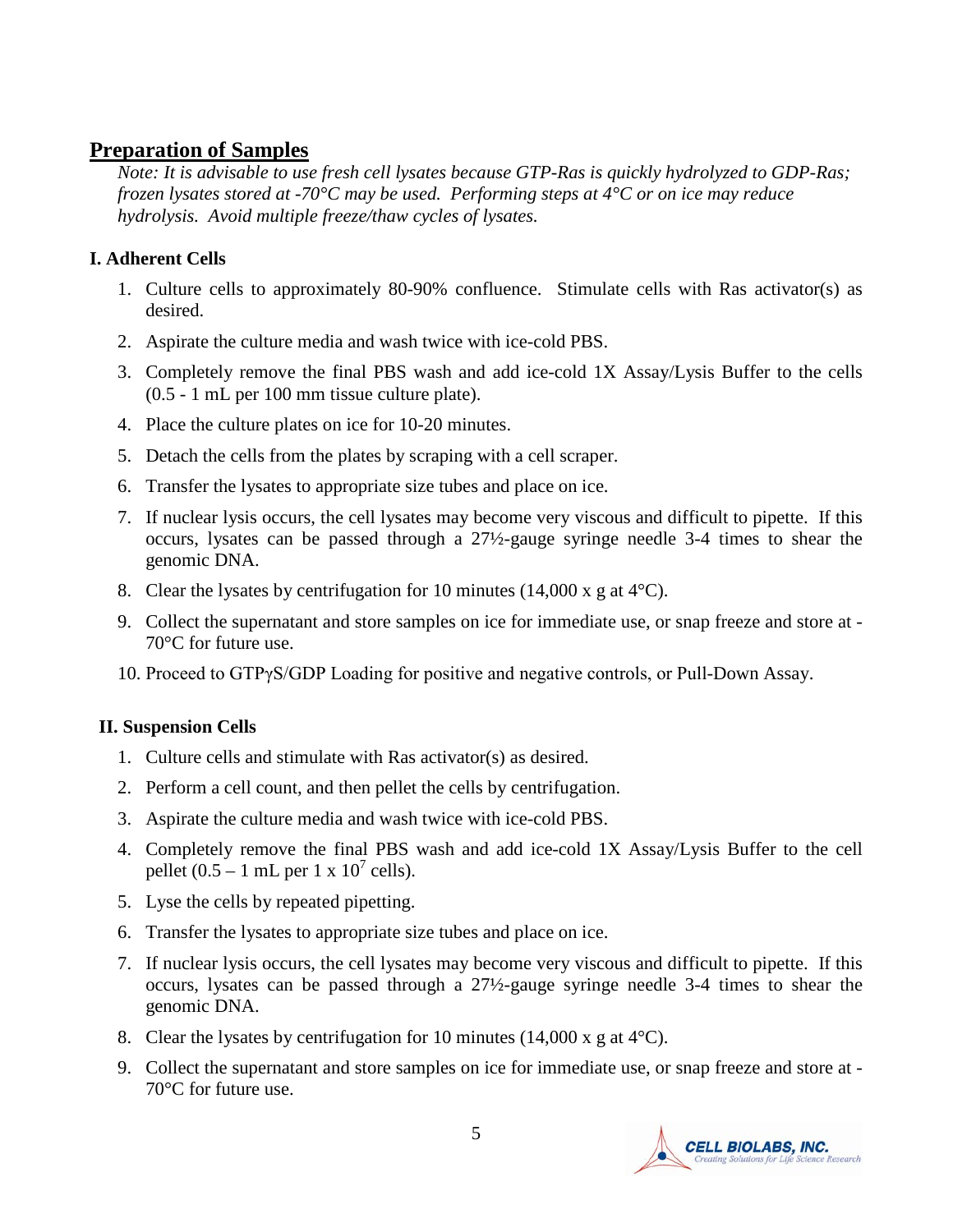## Preparation of Samples

*Note: It is advisable to use fresh cell lysates because GTP-Ras is quickly hydrolyzed to GDP-Ras; frozen lysates stored at -70°C may be used. Performing steps at 4°C or on ice may reduce hydrolysis. Avoid multiple freeze/thaw cycles of lysates.*

### I. Adherent Cells

1. Culture cells to approximately 80-90% confluence. Stimulate cells with Ras activator(s) as desired.
2. Aspirate the culture media and wash twice with ice-cold PBS.
3. Completely remove the final PBS wash and add ice-cold 1X Assay/Lysis Buffer to the cells (0.5 - 1 mL per 100 mm tissue culture plate).
4. Place the culture plates on ice for 10-20 minutes.
5. Detach the cells from the plates by scraping with a cell scraper.
6. Transfer the lysates to appropriate size tubes and place on ice.
7. If nuclear lysis occurs, the cell lysates may become very viscous and difficult to pipette. If this occurs, lysates can be passed through a 27½-gauge syringe needle 3-4 times to shear the genomic DNA.
8. Clear the lysates by centrifugation for 10 minutes (14,000 x g at 4°C).
9. Collect the supernatant and store samples on ice for immediate use, or snap freeze and store at -70°C for future use.
10. Proceed to GTPγS/GDP Loading for positive and negative controls, or Pull-Down Assay.

### II. Suspension Cells

1. Culture cells and stimulate with Ras activator(s) as desired.
2. Perform a cell count, and then pellet the cells by centrifugation.
3. Aspirate the culture media and wash twice with ice-cold PBS.
4. Completely remove the final PBS wash and add ice-cold 1X Assay/Lysis Buffer to the cell pellet (0.5 – 1 mL per 1 x $10^7$ cells).
5. Lyse the cells by repeated pipetting.
6. Transfer the lysates to appropriate size tubes and place on ice.
7. If nuclear lysis occurs, the cell lysates may become very viscous and difficult to pipette. If this occurs, lysates can be passed through a 27½-gauge syringe needle 3-4 times to shear the genomic DNA.
8. Clear the lysates by centrifugation for 10 minutes (14,000 x g at 4°C).
9. Collect the supernatant and store samples on ice for immediate use, or snap freeze and store at -70°C for future use.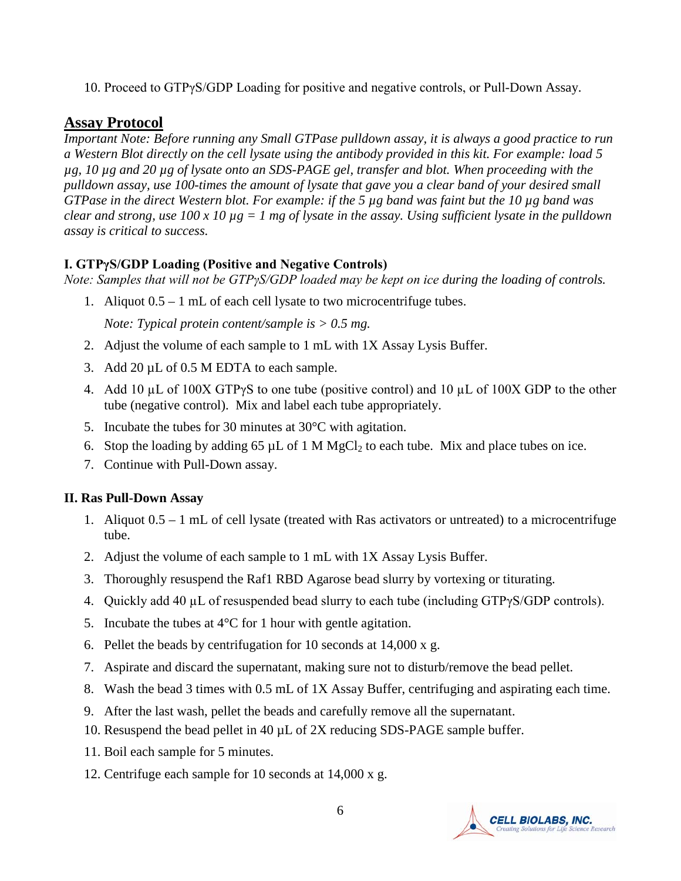10. Proceed to GTPγS/GDP Loading for positive and negative controls, or Pull-Down Assay.

## Assay Protocol

*Important Note: Before running any Small GTPase pulldown assay, it is always a good practice to run a Western Blot directly on the cell lysate using the antibody provided in this kit. For example: load 5 µg, 10 µg and 20 µg of lysate onto an SDS-PAGE gel, transfer and blot. When proceeding with the pulldown assay, use 100-times the amount of lysate that gave you a clear band of your desired small GTPase in the direct Western blot. For example: if the 5 µg band was faint but the 10 µg band was clear and strong, use 100 x 10 µg = 1 mg of lysate in the assay. Using sufficient lysate in the pulldown assay is critical to success.*

### I. GTPγS/GDP Loading (Positive and Negative Controls)

*Note: Samples that will not be GTPγS/GDP loaded may be kept on ice during the loading of controls.*

1. Aliquot 0.5 – 1 mL of each cell lysate to two microcentrifuge tubes.

   *Note: Typical protein content/sample is > 0.5 mg.*
2. Adjust the volume of each sample to 1 mL with 1X Assay Lysis Buffer.
3. Add 20 µL of 0.5 M EDTA to each sample.
4. Add 10 µL of 100X GTPγS to one tube (positive control) and 10 µL of 100X GDP to the other tube (negative control). Mix and label each tube appropriately.
5. Incubate the tubes for 30 minutes at 30°C with agitation.
6. Stop the loading by adding 65 µL of 1 M $MgCl_2$ to each tube. Mix and place tubes on ice.
7. Continue with Pull-Down assay.

### II. Ras Pull-Down Assay

1. Aliquot 0.5 – 1 mL of cell lysate (treated with Ras activators or untreated) to a microcentrifuge tube.
2. Adjust the volume of each sample to 1 mL with 1X Assay Lysis Buffer.
3. Thoroughly resuspend the Raf1 RBD Agarose bead slurry by vortexing or titurating.
4. Quickly add 40 µL of resuspended bead slurry to each tube (including GTPγS/GDP controls).
5. Incubate the tubes at 4°C for 1 hour with gentle agitation.
6. Pellet the beads by centrifugation for 10 seconds at 14,000 x g.
7. Aspirate and discard the supernatant, making sure not to disturb/remove the bead pellet.
8. Wash the bead 3 times with 0.5 mL of 1X Assay Buffer, centrifuging and aspirating each time.
9. After the last wash, pellet the beads and carefully remove all the supernatant.
10. Resuspend the bead pellet in 40 µL of 2X reducing SDS-PAGE sample buffer.
11. Boil each sample for 5 minutes.
12. Centrifuge each sample for 10 seconds at 14,000 x g.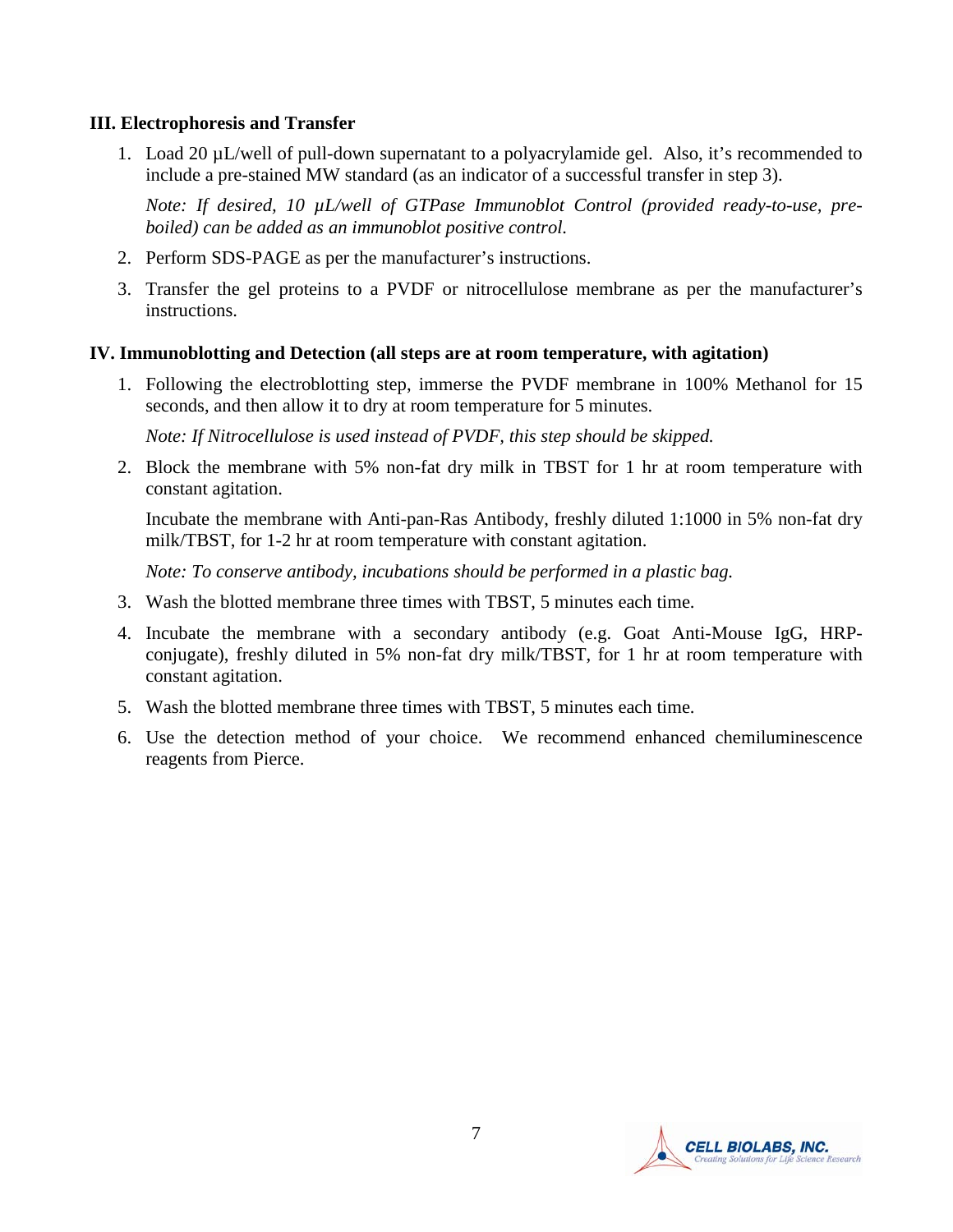### III. Electrophoresis and Transfer

1. Load 20 µL/well of pull-down supernatant to a polyacrylamide gel. Also, it's recommended to include a pre-stained MW standard (as an indicator of a successful transfer in step 3).

   *Note: If desired, 10 µL/well of GTPase Immunoblot Control (provided ready-to-use, pre-boiled) can be added as an immunoblot positive control.*

2. Perform SDS-PAGE as per the manufacturer's instructions.
3. Transfer the gel proteins to a PVDF or nitrocellulose membrane as per the manufacturer's instructions.

### IV. Immunoblotting and Detection (all steps are at room temperature, with agitation)

1. Following the electroblotting step, immerse the PVDF membrane in 100% Methanol for 15 seconds, and then allow it to dry at room temperature for 5 minutes.

   *Note: If Nitrocellulose is used instead of PVDF, this step should be skipped.*

2. Block the membrane with 5% non-fat dry milk in TBST for 1 hr at room temperature with constant agitation.

   Incubate the membrane with Anti-pan-Ras Antibody, freshly diluted 1:1000 in 5% non-fat dry milk/TBST, for 1-2 hr at room temperature with constant agitation.

   *Note: To conserve antibody, incubations should be performed in a plastic bag.*

3. Wash the blotted membrane three times with TBST, 5 minutes each time.
4. Incubate the membrane with a secondary antibody (e.g. Goat Anti-Mouse IgG, HRP-conjugate), freshly diluted in 5% non-fat dry milk/TBST, for 1 hr at room temperature with constant agitation.
5. Wash the blotted membrane three times with TBST, 5 minutes each time.
6. Use the detection method of your choice. We recommend enhanced chemiluminescence reagents from Pierce.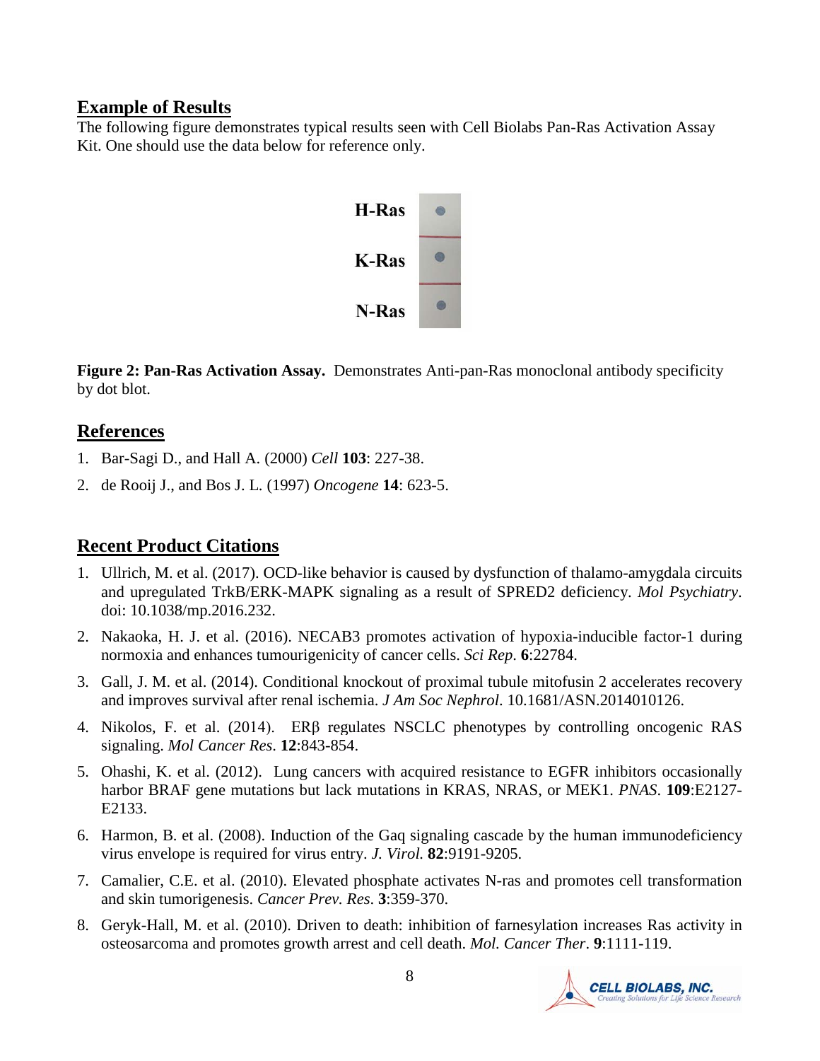## Example of Results

The following figure demonstrates typical results seen with Cell Biolabs Pan-Ras Activation Assay Kit. One should use the data below for reference only.

H-Ras

K-Ras

N-Ras

**Figure 2: Pan-Ras Activation Assay.** Demonstrates Anti-pan-Ras monoclonal antibody specificity by dot blot.

## References

1. Bar-Sagi D., and Hall A. (2000) *Cell* **103**: 227-38.
2. de Rooij J., and Bos J. L. (1997) *Oncogene* **14**: 623-5.

## Recent Product Citations

1. Ullrich, M. et al. (2017). OCD-like behavior is caused by dysfunction of thalamo-amygdala circuits and upregulated TrkB/ERK-MAPK signaling as a result of SPRED2 deficiency. *Mol Psychiatry*. doi: 10.1038/mp.2016.232.
2. Nakaoka, H. J. et al. (2016). NECAB3 promotes activation of hypoxia-inducible factor-1 during normoxia and enhances tumourigenicity of cancer cells. *Sci Rep*. **6**:22784.
3. Gall, J. M. et al. (2014). Conditional knockout of proximal tubule mitofusin 2 accelerates recovery and improves survival after renal ischemia. *J Am Soc Nephrol*. 10.1681/ASN.2014010126.
4. Nikolos, F. et al. (2014). ERβ regulates NSCLC phenotypes by controlling oncogenic RAS signaling. *Mol Cancer Res*. **12**:843-854.
5. Ohashi, K. et al. (2012). Lung cancers with acquired resistance to EGFR inhibitors occasionally harbor BRAF gene mutations but lack mutations in KRAS, NRAS, or MEK1. *PNAS*. **109**:E2127-E2133.
6. Harmon, B. et al. (2008). Induction of the Gaq signaling cascade by the human immunodeficiency virus envelope is required for virus entry. *J. Virol.* **82**:9191-9205.
7. Camalier, C.E. et al. (2010). Elevated phosphate activates N-ras and promotes cell transformation and skin tumorigenesis. *Cancer Prev. Res*. **3**:359-370.
8. Geryk-Hall, M. et al. (2010). Driven to death: inhibition of farnesylation increases Ras activity in osteosarcoma and promotes growth arrest and cell death. *Mol. Cancer Ther*. **9**:1111-119.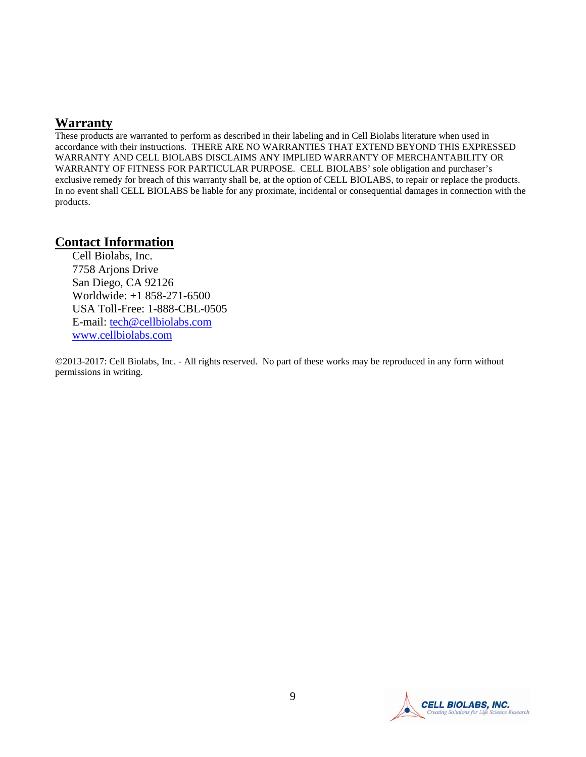## Warranty

These products are warranted to perform as described in their labeling and in Cell Biolabs literature when used in accordance with their instructions. THERE ARE NO WARRANTIES THAT EXTEND BEYOND THIS EXPRESSED WARRANTY AND CELL BIOLABS DISCLAIMS ANY IMPLIED WARRANTY OF MERCHANTABILITY OR WARRANTY OF FITNESS FOR PARTICULAR PURPOSE. CELL BIOLABS' sole obligation and purchaser's exclusive remedy for breach of this warranty shall be, at the option of CELL BIOLABS, to repair or replace the products. In no event shall CELL BIOLABS be liable for any proximate, incidental or consequential damages in connection with the products.

## Contact Information

Cell Biolabs, Inc.
7758 Arjons Drive
San Diego, CA 92126
Worldwide: +1 858-271-6500
USA Toll-Free: 1-888-CBL-0505
E-mail: tech@cellbiolabs.com
www.cellbiolabs.com

©2013-2017: Cell Biolabs, Inc. - All rights reserved. No part of these works may be reproduced in any form without permissions in writing.